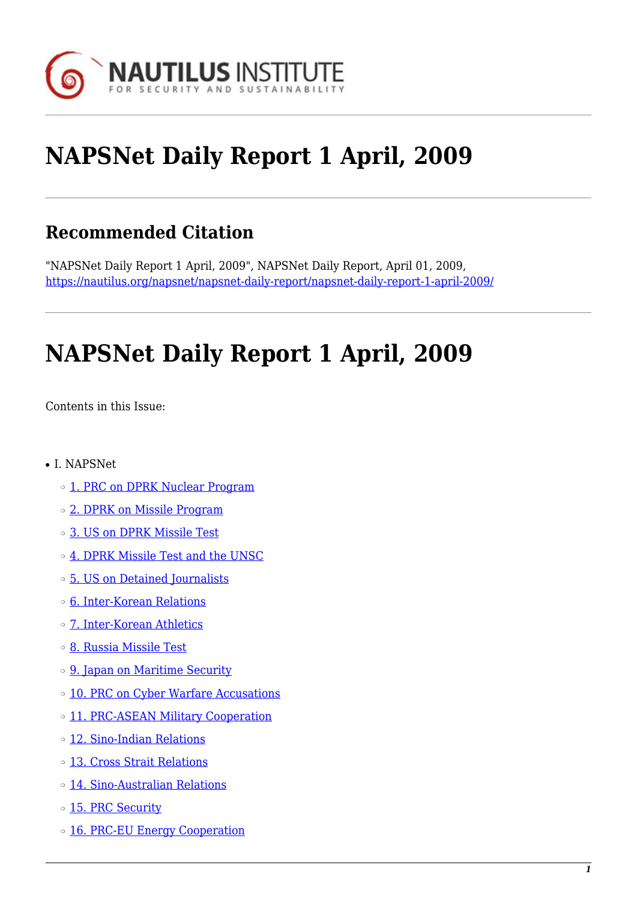# NAPSNet Daily Report 1 April, 2009

## Recommended Citation

"NAPSNet Daily Report 1 April, 2009", NAPSNet Daily Report, April 01, 2009, https://nautilus.org/napsnet/napsnet-daily-report/napsnet-daily-report-1-april-2009/

# NAPSNet Daily Report 1 April, 2009

Contents in this Issue:

- I. NAPSNet
  - 1. PRC on DPRK Nuclear Program
  - 2. DPRK on Missile Program
  - 3. US on DPRK Missile Test
  - 4. DPRK Missile Test and the UNSC
  - 5. US on Detained Journalists
  - 6. Inter-Korean Relations
  - 7. Inter-Korean Athletics
  - 8. Russia Missile Test
  - 9. Japan on Maritime Security
  - 10. PRC on Cyber Warfare Accusations
  - 11. PRC-ASEAN Military Cooperation
  - 12. Sino-Indian Relations
  - 13. Cross Strait Relations
  - 14. Sino-Australian Relations
  - 15. PRC Security
  - 16. PRC-EU Energy Cooperation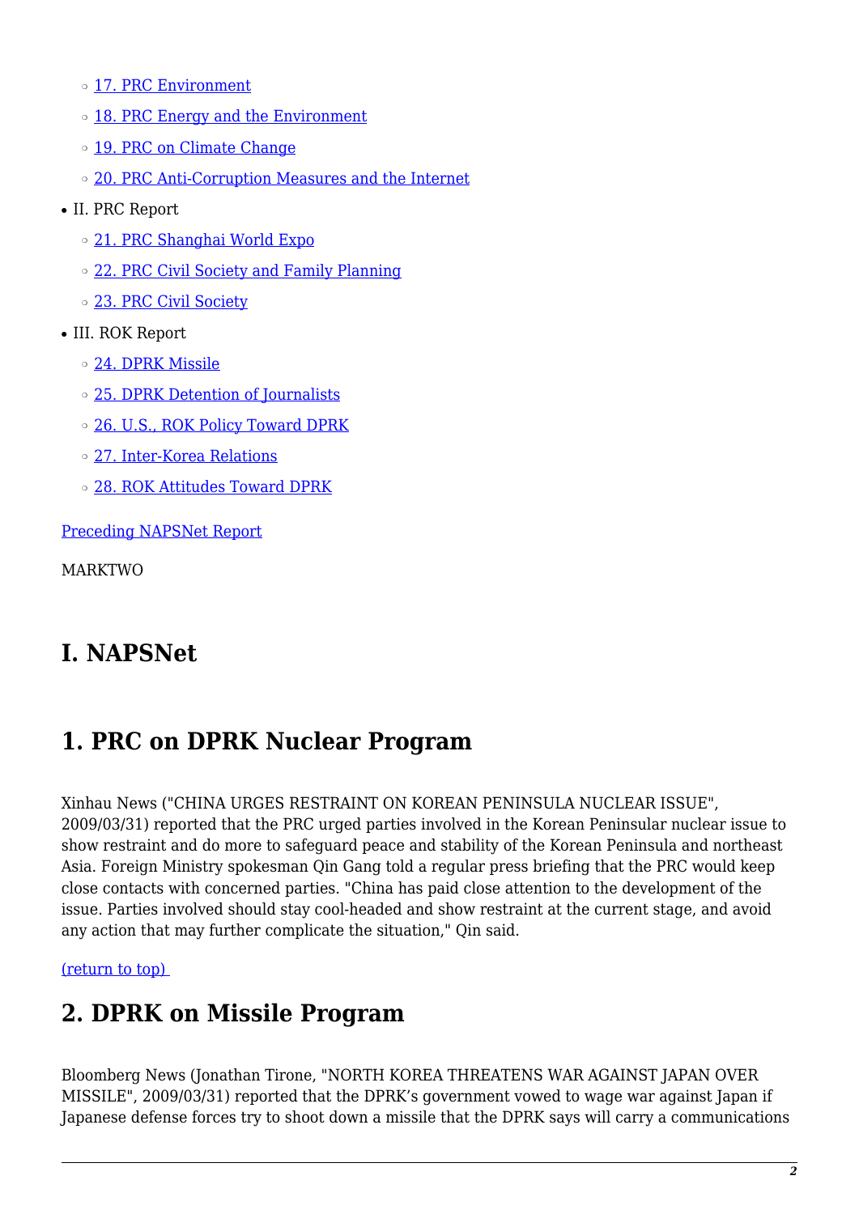- [17. PRC Environment]
    - [18. PRC Energy and the Environment]
    - [19. PRC on Climate Change]
    - [20. PRC Anti-Corruption Measures and the Internet]
- II. PRC Report
    - [21. PRC Shanghai World Expo]
    - [22. PRC Civil Society and Family Planning]
    - [23. PRC Civil Society]
- III. ROK Report
    - [24. DPRK Missile]
    - [25. DPRK Detention of Journalists]
    - [26. U.S., ROK Policy Toward DPRK]
    - [27. Inter-Korea Relations]
    - [28. ROK Attitudes Toward DPRK]

Preceding NAPSNet Report

MARKTWO

# I. NAPSNet

## 1. PRC on DPRK Nuclear Program

Xinhau News ("CHINA URGES RESTRAINT ON KOREAN PENINSULA NUCLEAR ISSUE", 2009/03/31) reported that the PRC urged parties involved in the Korean Peninsular nuclear issue to show restraint and do more to safeguard peace and stability of the Korean Peninsula and northeast Asia. Foreign Ministry spokesman Qin Gang told a regular press briefing that the PRC would keep close contacts with concerned parties. "China has paid close attention to the development of the issue. Parties involved should stay cool-headed and show restraint at the current stage, and avoid any action that may further complicate the situation," Qin said.

(return to top)

## 2. DPRK on Missile Program

Bloomberg News (Jonathan Tirone, "NORTH KOREA THREATENS WAR AGAINST JAPAN OVER MISSILE", 2009/03/31) reported that the DPRK's government vowed to wage war against Japan if Japanese defense forces try to shoot down a missile that the DPRK says will carry a communications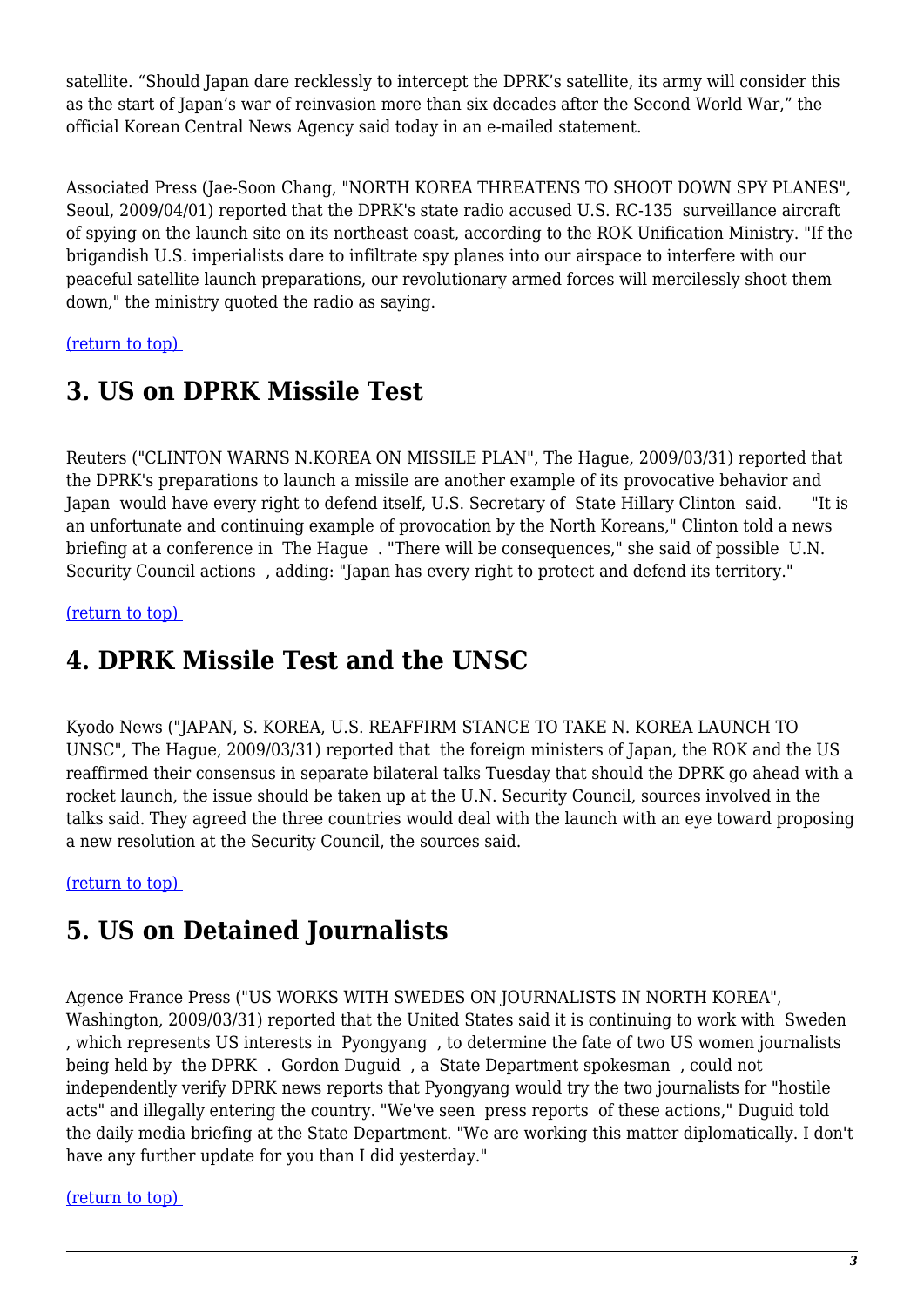satellite. "Should Japan dare recklessly to intercept the DPRK's satellite, its army will consider this as the start of Japan's war of reinvasion more than six decades after the Second World War," the official Korean Central News Agency said today in an e-mailed statement.

Associated Press (Jae-Soon Chang, "NORTH KOREA THREATENS TO SHOOT DOWN SPY PLANES", Seoul, 2009/04/01) reported that the DPRK's state radio accused U.S. RC-135 surveillance aircraft of spying on the launch site on its northeast coast, according to the ROK Unification Ministry. "If the brigandish U.S. imperialists dare to infiltrate spy planes into our airspace to interfere with our peaceful satellite launch preparations, our revolutionary armed forces will mercilessly shoot them down," the ministry quoted the radio as saying.

(return to top)

## 3. US on DPRK Missile Test

Reuters ("CLINTON WARNS N.KOREA ON MISSILE PLAN", The Hague, 2009/03/31) reported that the DPRK's preparations to launch a missile are another example of its provocative behavior and Japan would have every right to defend itself, U.S. Secretary of State Hillary Clinton said. "It is an unfortunate and continuing example of provocation by the North Koreans," Clinton told a news briefing at a conference in The Hague. "There will be consequences," she said of possible U.N. Security Council actions, adding: "Japan has every right to protect and defend its territory."

(return to top)

## 4. DPRK Missile Test and the UNSC

Kyodo News ("JAPAN, S. KOREA, U.S. REAFFIRM STANCE TO TAKE N. KOREA LAUNCH TO UNSC", The Hague, 2009/03/31) reported that the foreign ministers of Japan, the ROK and the US reaffirmed their consensus in separate bilateral talks Tuesday that should the DPRK go ahead with a rocket launch, the issue should be taken up at the U.N. Security Council, sources involved in the talks said. They agreed the three countries would deal with the launch with an eye toward proposing a new resolution at the Security Council, the sources said.

(return to top)

## 5. US on Detained Journalists

Agence France Press ("US WORKS WITH SWEDES ON JOURNALISTS IN NORTH KOREA", Washington, 2009/03/31) reported that the United States said it is continuing to work with Sweden, which represents US interests in Pyongyang, to determine the fate of two US women journalists being held by the DPRK. Gordon Duguid, a State Department spokesman, could not independently verify DPRK news reports that Pyongyang would try the two journalists for "hostile acts" and illegally entering the country. "We've seen press reports of these actions," Duguid told the daily media briefing at the State Department. "We are working this matter diplomatically. I don't have any further update for you than I did yesterday."

(return to top)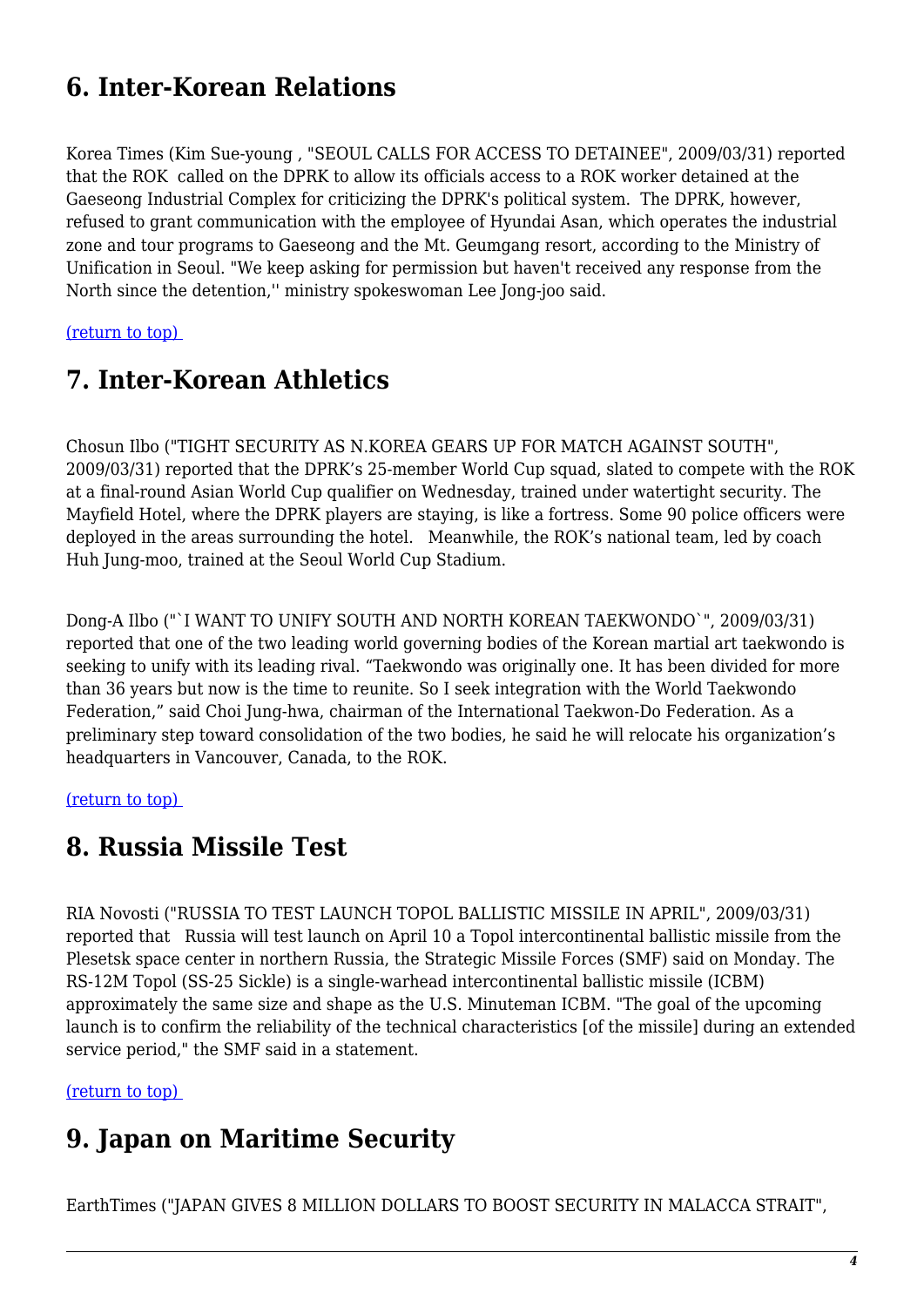## 6. Inter-Korean Relations

Korea Times (Kim Sue-young , "SEOUL CALLS FOR ACCESS TO DETAINEE", 2009/03/31) reported that the ROK called on the DPRK to allow its officials access to a ROK worker detained at the Gaeseong Industrial Complex for criticizing the DPRK's political system. The DPRK, however, refused to grant communication with the employee of Hyundai Asan, which operates the industrial zone and tour programs to Gaeseong and the Mt. Geumgang resort, according to the Ministry of Unification in Seoul. "We keep asking for permission but haven't received any response from the North since the detention,'' ministry spokeswoman Lee Jong-joo said.

(return to top)

## 7. Inter-Korean Athletics

Chosun Ilbo ("TIGHT SECURITY AS N.KOREA GEARS UP FOR MATCH AGAINST SOUTH", 2009/03/31) reported that the DPRK's 25-member World Cup squad, slated to compete with the ROK at a final-round Asian World Cup qualifier on Wednesday, trained under watertight security. The Mayfield Hotel, where the DPRK players are staying, is like a fortress. Some 90 police officers were deployed in the areas surrounding the hotel. Meanwhile, the ROK's national team, led by coach Huh Jung-moo, trained at the Seoul World Cup Stadium.

Dong-A Ilbo ("`I WANT TO UNIFY SOUTH AND NORTH KOREAN TAEKWONDO`", 2009/03/31) reported that one of the two leading world governing bodies of the Korean martial art taekwondo is seeking to unify with its leading rival. "Taekwondo was originally one. It has been divided for more than 36 years but now is the time to reunite. So I seek integration with the World Taekwondo Federation," said Choi Jung-hwa, chairman of the International Taekwon-Do Federation. As a preliminary step toward consolidation of the two bodies, he said he will relocate his organization's headquarters in Vancouver, Canada, to the ROK.

(return to top)

## 8. Russia Missile Test

RIA Novosti ("RUSSIA TO TEST LAUNCH TOPOL BALLISTIC MISSILE IN APRIL", 2009/03/31) reported that Russia will test launch on April 10 a Topol intercontinental ballistic missile from the Plesetsk space center in northern Russia, the Strategic Missile Forces (SMF) said on Monday. The RS-12M Topol (SS-25 Sickle) is a single-warhead intercontinental ballistic missile (ICBM) approximately the same size and shape as the U.S. Minuteman ICBM. "The goal of the upcoming launch is to confirm the reliability of the technical characteristics [of the missile] during an extended service period," the SMF said in a statement.

(return to top)

## 9. Japan on Maritime Security

EarthTimes ("JAPAN GIVES 8 MILLION DOLLARS TO BOOST SECURITY IN MALACCA STRAIT",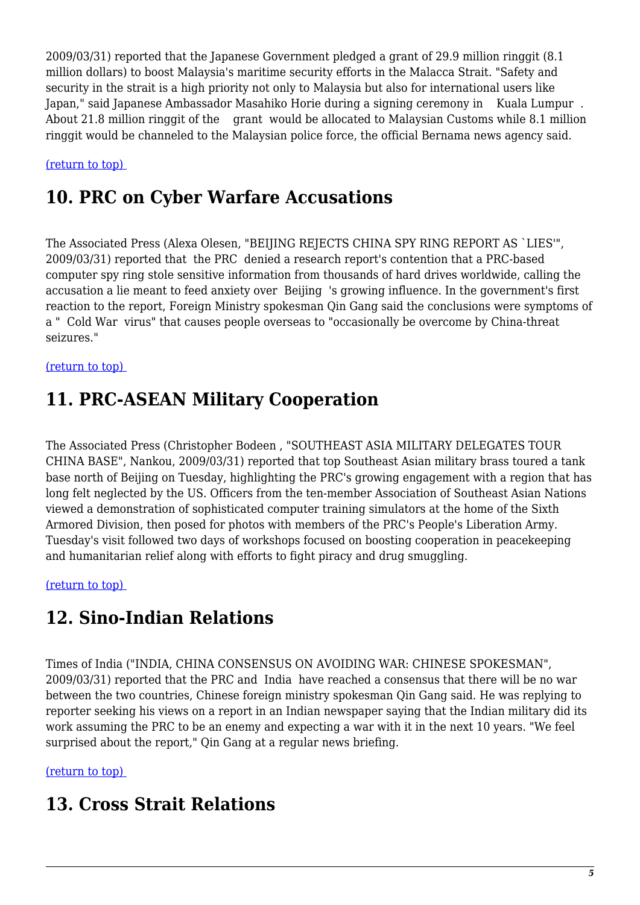2009/03/31) reported that the Japanese Government pledged a grant of 29.9 million ringgit (8.1 million dollars) to boost Malaysia's maritime security efforts in the Malacca Strait. "Safety and security in the strait is a high priority not only to Malaysia but also for international users like Japan," said Japanese Ambassador Masahiko Horie during a signing ceremony in Kuala Lumpur. About 21.8 million ringgit of the grant would be allocated to Malaysian Customs while 8.1 million ringgit would be channeled to the Malaysian police force, the official Bernama news agency said.

(return to top)

## 10. PRC on Cyber Warfare Accusations

The Associated Press (Alexa Olesen, "BEIJING REJECTS CHINA SPY RING REPORT AS `LIES'", 2009/03/31) reported that the PRC denied a research report's contention that a PRC-based computer spy ring stole sensitive information from thousands of hard drives worldwide, calling the accusation a lie meant to feed anxiety over Beijing's growing influence. In the government's first reaction to the report, Foreign Ministry spokesman Qin Gang said the conclusions were symptoms of a " Cold War virus" that causes people overseas to "occasionally be overcome by China-threat seizures."

(return to top)

## 11. PRC-ASEAN Military Cooperation

The Associated Press (Christopher Bodeen , "SOUTHEAST ASIA MILITARY DELEGATES TOUR CHINA BASE", Nankou, 2009/03/31) reported that top Southeast Asian military brass toured a tank base north of Beijing on Tuesday, highlighting the PRC's growing engagement with a region that has long felt neglected by the US. Officers from the ten-member Association of Southeast Asian Nations viewed a demonstration of sophisticated computer training simulators at the home of the Sixth Armored Division, then posed for photos with members of the PRC's People's Liberation Army. Tuesday's visit followed two days of workshops focused on boosting cooperation in peacekeeping and humanitarian relief along with efforts to fight piracy and drug smuggling.

(return to top)

## 12. Sino-Indian Relations

Times of India ("INDIA, CHINA CONSENSUS ON AVOIDING WAR: CHINESE SPOKESMAN", 2009/03/31) reported that the PRC and India have reached a consensus that there will be no war between the two countries, Chinese foreign ministry spokesman Qin Gang said. He was replying to reporter seeking his views on a report in an Indian newspaper saying that the Indian military did its work assuming the PRC to be an enemy and expecting a war with it in the next 10 years. "We feel surprised about the report," Qin Gang at a regular news briefing.

(return to top)

## 13. Cross Strait Relations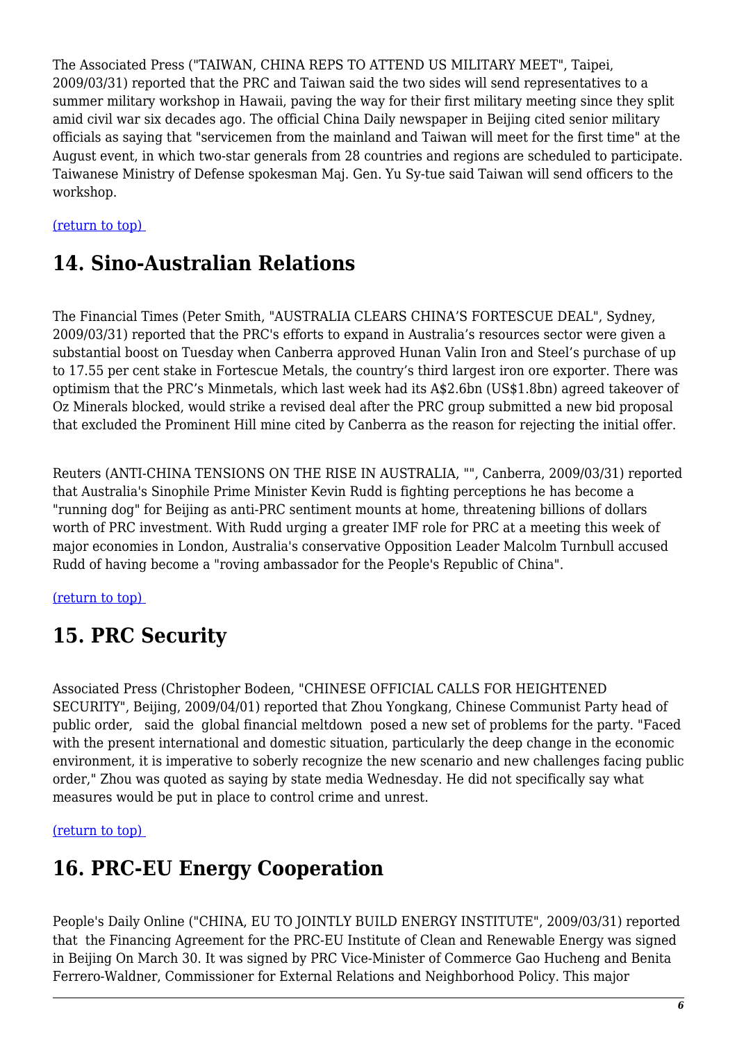The Associated Press ("TAIWAN, CHINA REPS TO ATTEND US MILITARY MEET", Taipei, 2009/03/31) reported that the PRC and Taiwan said the two sides will send representatives to a summer military workshop in Hawaii, paving the way for their first military meeting since they split amid civil war six decades ago. The official China Daily newspaper in Beijing cited senior military officials as saying that "servicemen from the mainland and Taiwan will meet for the first time" at the August event, in which two-star generals from 28 countries and regions are scheduled to participate. Taiwanese Ministry of Defense spokesman Maj. Gen. Yu Sy-tue said Taiwan will send officers to the workshop.

(return to top)

## 14. Sino-Australian Relations

The Financial Times (Peter Smith, "AUSTRALIA CLEARS CHINA'S FORTESCUE DEAL", Sydney, 2009/03/31) reported that the PRC's efforts to expand in Australia's resources sector were given a substantial boost on Tuesday when Canberra approved Hunan Valin Iron and Steel's purchase of up to 17.55 per cent stake in Fortescue Metals, the country's third largest iron ore exporter. There was optimism that the PRC's Minmetals, which last week had its A$2.6bn (US$1.8bn) agreed takeover of Oz Minerals blocked, would strike a revised deal after the PRC group submitted a new bid proposal that excluded the Prominent Hill mine cited by Canberra as the reason for rejecting the initial offer.

Reuters (ANTI-CHINA TENSIONS ON THE RISE IN AUSTRALIA, "", Canberra, 2009/03/31) reported that Australia's Sinophile Prime Minister Kevin Rudd is fighting perceptions he has become a "running dog" for Beijing as anti-PRC sentiment mounts at home, threatening billions of dollars worth of PRC investment. With Rudd urging a greater IMF role for PRC at a meeting this week of major economies in London, Australia's conservative Opposition Leader Malcolm Turnbull accused Rudd of having become a "roving ambassador for the People's Republic of China".

(return to top)

## 15. PRC Security

Associated Press (Christopher Bodeen, "CHINESE OFFICIAL CALLS FOR HEIGHTENED SECURITY", Beijing, 2009/04/01) reported that Zhou Yongkang, Chinese Communist Party head of public order, said the global financial meltdown posed a new set of problems for the party. "Faced with the present international and domestic situation, particularly the deep change in the economic environment, it is imperative to soberly recognize the new scenario and new challenges facing public order," Zhou was quoted as saying by state media Wednesday. He did not specifically say what measures would be put in place to control crime and unrest.

(return to top)

## 16. PRC-EU Energy Cooperation

People's Daily Online ("CHINA, EU TO JOINTLY BUILD ENERGY INSTITUTE", 2009/03/31) reported that the Financing Agreement for the PRC-EU Institute of Clean and Renewable Energy was signed in Beijing On March 30. It was signed by PRC Vice-Minister of Commerce Gao Hucheng and Benita Ferrero-Waldner, Commissioner for External Relations and Neighborhood Policy. This major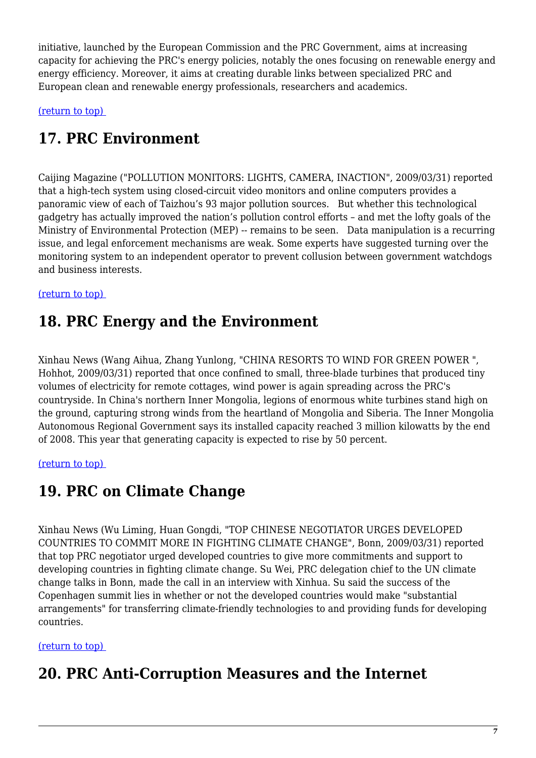initiative, launched by the European Commission and the PRC Government, aims at increasing capacity for achieving the PRC's energy policies, notably the ones focusing on renewable energy and energy efficiency. Moreover, it aims at creating durable links between specialized PRC and European clean and renewable energy professionals, researchers and academics.

(return to top)

## 17. PRC Environment

Caijing Magazine ("POLLUTION MONITORS: LIGHTS, CAMERA, INACTION", 2009/03/31) reported that a high-tech system using closed-circuit video monitors and online computers provides a panoramic view of each of Taizhou's 93 major pollution sources. But whether this technological gadgetry has actually improved the nation's pollution control efforts – and met the lofty goals of the Ministry of Environmental Protection (MEP) -- remains to be seen. Data manipulation is a recurring issue, and legal enforcement mechanisms are weak. Some experts have suggested turning over the monitoring system to an independent operator to prevent collusion between government watchdogs and business interests.

(return to top)

## 18. PRC Energy and the Environment

Xinhau News (Wang Aihua, Zhang Yunlong, "CHINA RESORTS TO WIND FOR GREEN POWER ", Hohhot, 2009/03/31) reported that once confined to small, three-blade turbines that produced tiny volumes of electricity for remote cottages, wind power is again spreading across the PRC's countryside. In China's northern Inner Mongolia, legions of enormous white turbines stand high on the ground, capturing strong winds from the heartland of Mongolia and Siberia. The Inner Mongolia Autonomous Regional Government says its installed capacity reached 3 million kilowatts by the end of 2008. This year that generating capacity is expected to rise by 50 percent.

(return to top)

## 19. PRC on Climate Change

Xinhau News (Wu Liming, Huan Gongdi, "TOP CHINESE NEGOTIATOR URGES DEVELOPED COUNTRIES TO COMMIT MORE IN FIGHTING CLIMATE CHANGE", Bonn, 2009/03/31) reported that top PRC negotiator urged developed countries to give more commitments and support to developing countries in fighting climate change. Su Wei, PRC delegation chief to the UN climate change talks in Bonn, made the call in an interview with Xinhua. Su said the success of the Copenhagen summit lies in whether or not the developed countries would make "substantial arrangements" for transferring climate-friendly technologies to and providing funds for developing countries.

(return to top)

## 20. PRC Anti-Corruption Measures and the Internet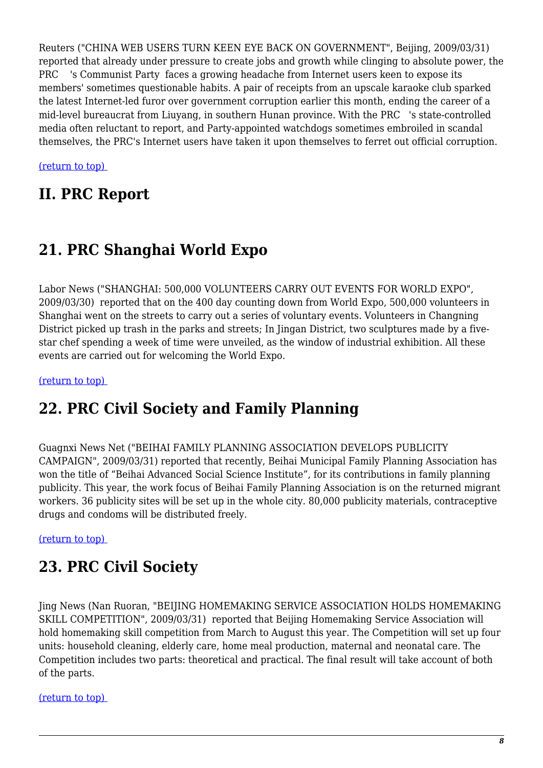Reuters ("CHINA WEB USERS TURN KEEN EYE BACK ON GOVERNMENT", Beijing, 2009/03/31) reported that already under pressure to create jobs and growth while clinging to absolute power, the PRC 's Communist Party faces a growing headache from Internet users keen to expose its members' sometimes questionable habits. A pair of receipts from an upscale karaoke club sparked the latest Internet-led furor over government corruption earlier this month, ending the career of a mid-level bureaucrat from Liuyang, in southern Hunan province. With the PRC 's state-controlled media often reluctant to report, and Party-appointed watchdogs sometimes embroiled in scandal themselves, the PRC's Internet users have taken it upon themselves to ferret out official corruption.

(return to top)

# II. PRC Report

## 21. PRC Shanghai World Expo

Labor News ("SHANGHAI: 500,000 VOLUNTEERS CARRY OUT EVENTS FOR WORLD EXPO", 2009/03/30) reported that on the 400 day counting down from World Expo, 500,000 volunteers in Shanghai went on the streets to carry out a series of voluntary events. Volunteers in Changning District picked up trash in the parks and streets; In Jingan District, two sculptures made by a five-star chef spending a week of time were unveiled, as the window of industrial exhibition. All these events are carried out for welcoming the World Expo.

(return to top)

## 22. PRC Civil Society and Family Planning

Guagnxi News Net ("BEIHAI FAMILY PLANNING ASSOCIATION DEVELOPS PUBLICITY CAMPAIGN", 2009/03/31) reported that recently, Beihai Municipal Family Planning Association has won the title of "Beihai Advanced Social Science Institute", for its contributions in family planning publicity. This year, the work focus of Beihai Family Planning Association is on the returned migrant workers. 36 publicity sites will be set up in the whole city. 80,000 publicity materials, contraceptive drugs and condoms will be distributed freely.

(return to top)

## 23. PRC Civil Society

Jing News (Nan Ruoran, "BEIJING HOMEMAKING SERVICE ASSOCIATION HOLDS HOMEMAKING SKILL COMPETITION", 2009/03/31) reported that Beijing Homemaking Service Association will hold homemaking skill competition from March to August this year. The Competition will set up four units: household cleaning, elderly care, home meal production, maternal and neonatal care. The Competition includes two parts: theoretical and practical. The final result will take account of both of the parts.

(return to top)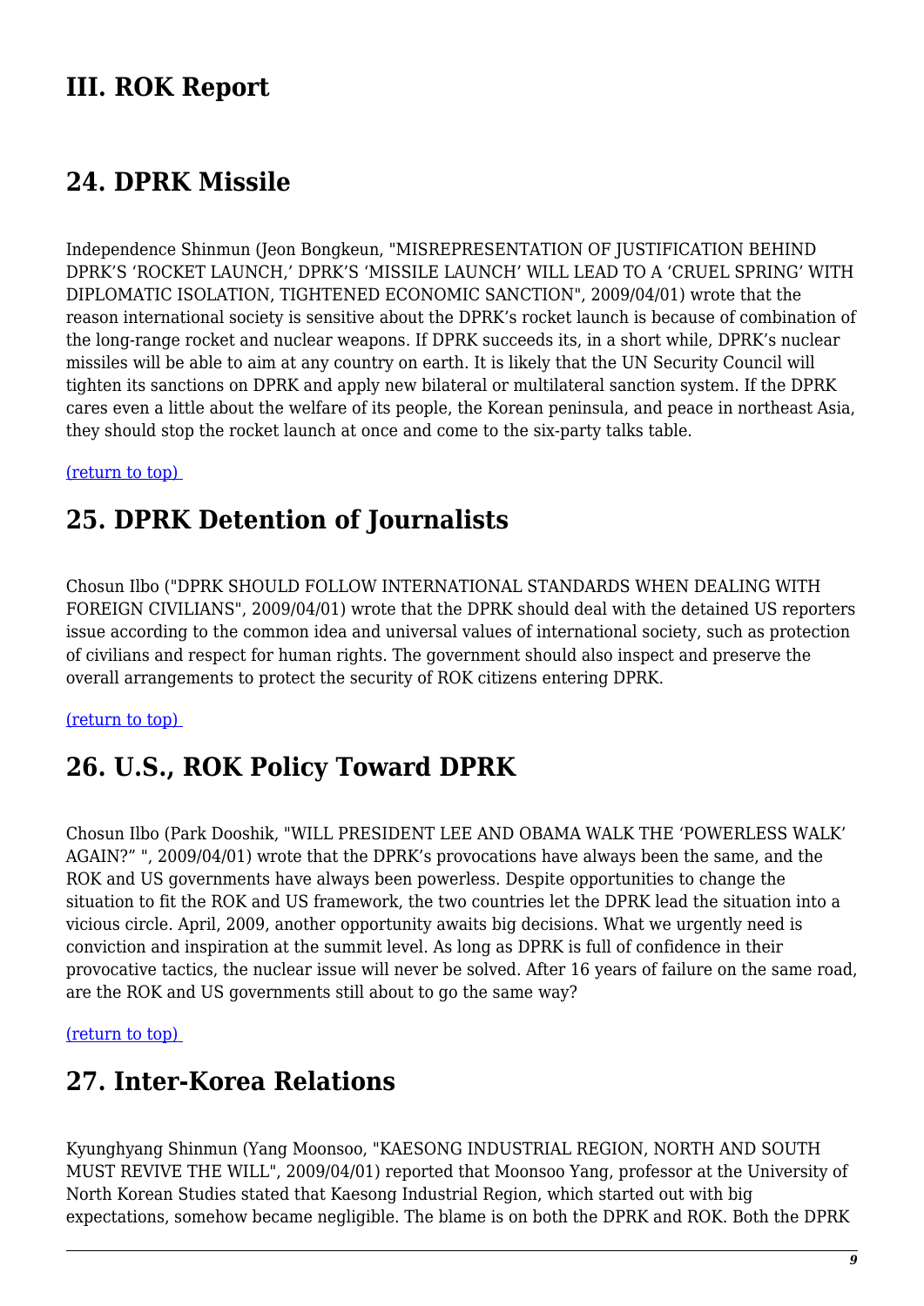# III. ROK Report

## 24. DPRK Missile

Independence Shinmun (Jeon Bongkeun, "MISREPRESENTATION OF JUSTIFICATION BEHIND DPRK'S 'ROCKET LAUNCH,' DPRK'S 'MISSILE LAUNCH' WILL LEAD TO A 'CRUEL SPRING' WITH DIPLOMATIC ISOLATION, TIGHTENED ECONOMIC SANCTION", 2009/04/01) wrote that the reason international society is sensitive about the DPRK's rocket launch is because of combination of the long-range rocket and nuclear weapons. If DPRK succeeds its, in a short while, DPRK's nuclear missiles will be able to aim at any country on earth. It is likely that the UN Security Council will tighten its sanctions on DPRK and apply new bilateral or multilateral sanction system. If the DPRK cares even a little about the welfare of its people, the Korean peninsula, and peace in northeast Asia, they should stop the rocket launch at once and come to the six-party talks table.

(return to top)

## 25. DPRK Detention of Journalists

Chosun Ilbo ("DPRK SHOULD FOLLOW INTERNATIONAL STANDARDS WHEN DEALING WITH FOREIGN CIVILIANS", 2009/04/01) wrote that the DPRK should deal with the detained US reporters issue according to the common idea and universal values of international society, such as protection of civilians and respect for human rights. The government should also inspect and preserve the overall arrangements to protect the security of ROK citizens entering DPRK.

(return to top)

## 26. U.S., ROK Policy Toward DPRK

Chosun Ilbo (Park Dooshik, "WILL PRESIDENT LEE AND OBAMA WALK THE 'POWERLESS WALK' AGAIN?" ", 2009/04/01) wrote that the DPRK's provocations have always been the same, and the ROK and US governments have always been powerless. Despite opportunities to change the situation to fit the ROK and US framework, the two countries let the DPRK lead the situation into a vicious circle. April, 2009, another opportunity awaits big decisions. What we urgently need is conviction and inspiration at the summit level. As long as DPRK is full of confidence in their provocative tactics, the nuclear issue will never be solved. After 16 years of failure on the same road, are the ROK and US governments still about to go the same way?

(return to top)

## 27. Inter-Korea Relations

Kyunghyang Shinmun (Yang Moonsoo, "KAESONG INDUSTRIAL REGION, NORTH AND SOUTH MUST REVIVE THE WILL", 2009/04/01) reported that Moonsoo Yang, professor at the University of North Korean Studies stated that Kaesong Industrial Region, which started out with big expectations, somehow became negligible. The blame is on both the DPRK and ROK. Both the DPRK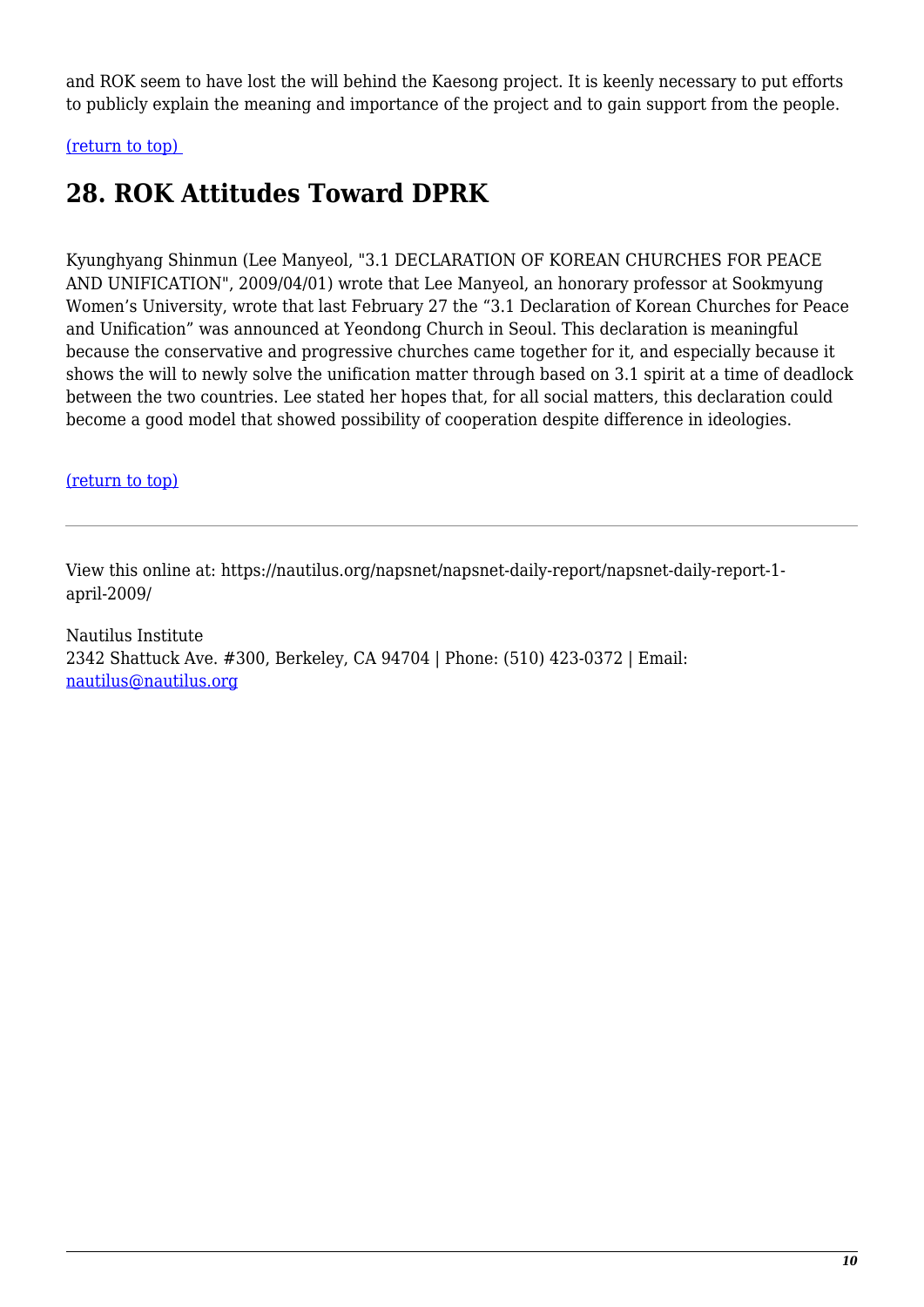and ROK seem to have lost the will behind the Kaesong project. It is keenly necessary to put efforts to publicly explain the meaning and importance of the project and to gain support from the people.

(return to top)

## 28. ROK Attitudes Toward DPRK

Kyunghyang Shinmun (Lee Manyeol, "3.1 DECLARATION OF KOREAN CHURCHES FOR PEACE AND UNIFICATION", 2009/04/01) wrote that Lee Manyeol, an honorary professor at Sookmyung Women's University, wrote that last February 27 the "3.1 Declaration of Korean Churches for Peace and Unification" was announced at Yeondong Church in Seoul. This declaration is meaningful because the conservative and progressive churches came together for it, and especially because it shows the will to newly solve the unification matter through based on 3.1 spirit at a time of deadlock between the two countries. Lee stated her hopes that, for all social matters, this declaration could become a good model that showed possibility of cooperation despite difference in ideologies.

(return to top)

---

View this online at: https://nautilus.org/napsnet/napsnet-daily-report/napsnet-daily-report-1-april-2009/

Nautilus Institute
2342 Shattuck Ave. #300, Berkeley, CA 94704 | Phone: (510) 423-0372 | Email: nautilus@nautilus.org